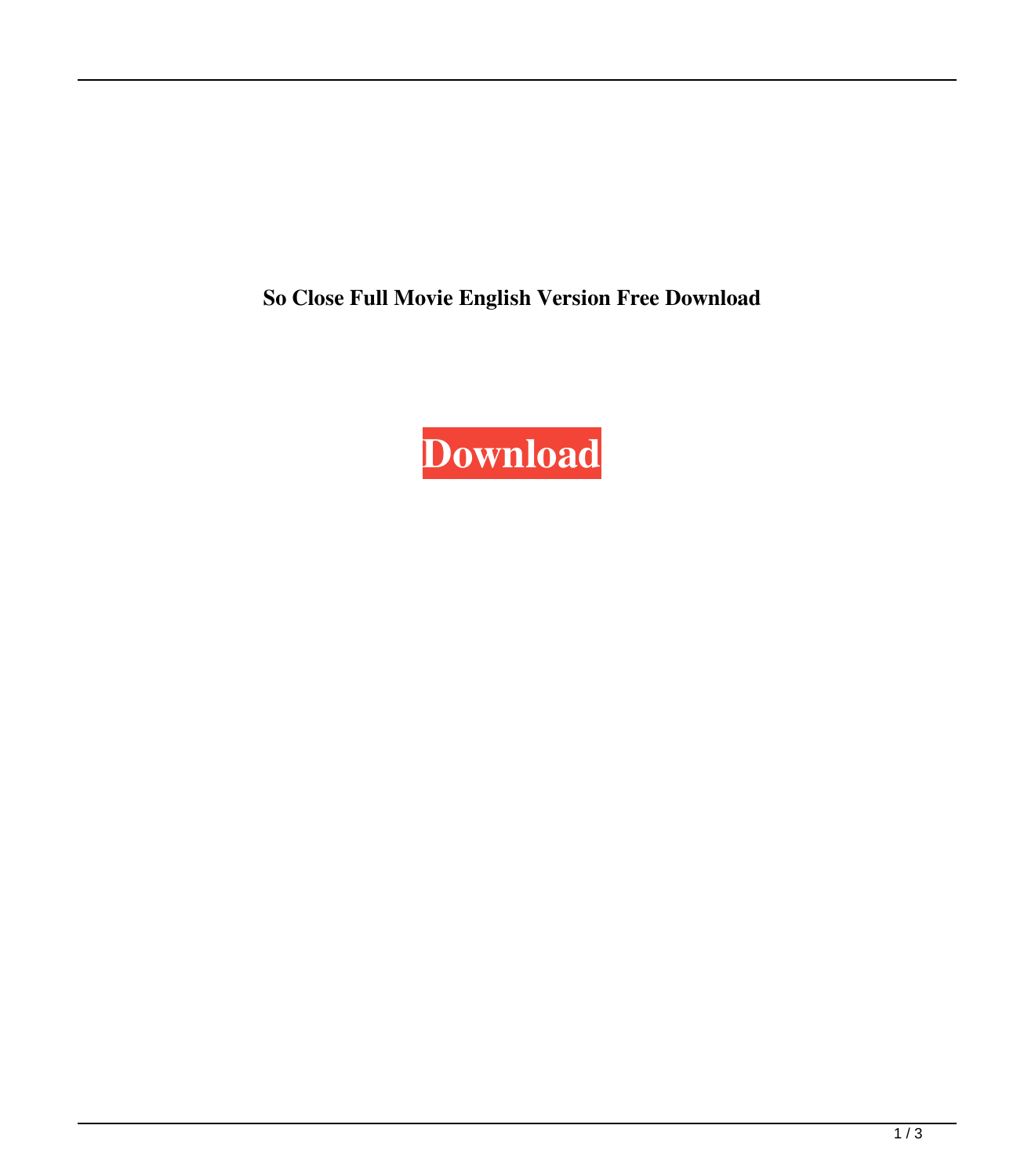**So Close Full Movie English Version Free Download**

**Download**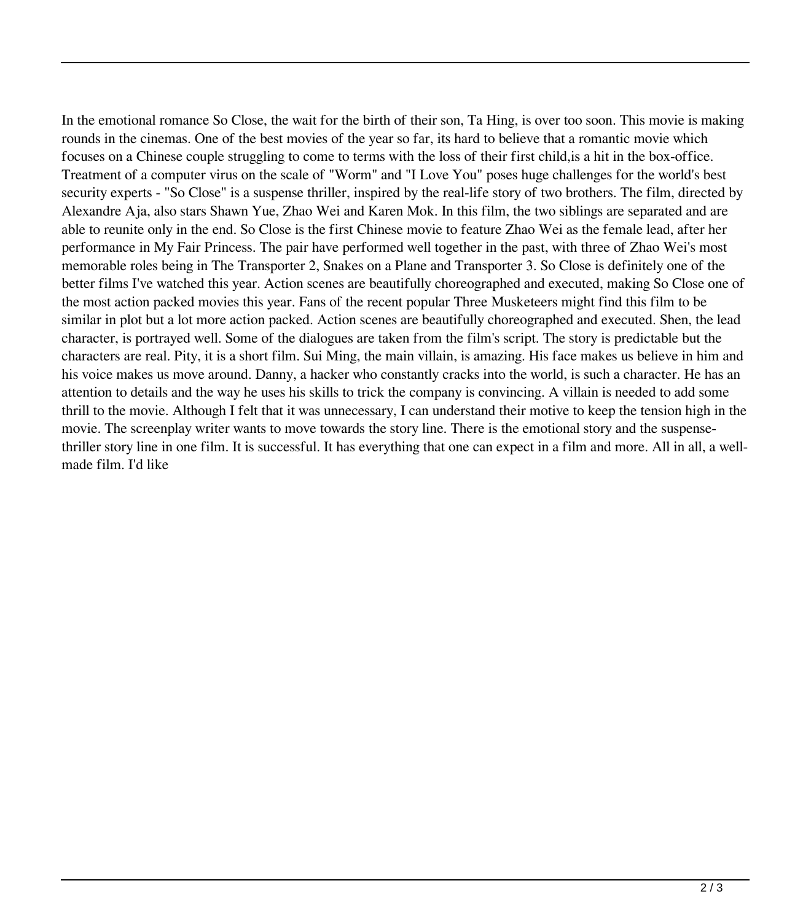In the emotional romance So Close, the wait for the birth of their son, Ta Hing, is over too soon. This movie is making rounds in the cinemas. One of the best movies of the year so far, its hard to believe that a romantic movie which focuses on a Chinese couple struggling to come to terms with the loss of their first child,is a hit in the box-office. Treatment of a computer virus on the scale of "Worm" and "I Love You" poses huge challenges for the world's best security experts - "So Close" is a suspense thriller, inspired by the real-life story of two brothers. The film, directed by Alexandre Aja, also stars Shawn Yue, Zhao Wei and Karen Mok. In this film, the two siblings are separated and are able to reunite only in the end. So Close is the first Chinese movie to feature Zhao Wei as the female lead, after her performance in My Fair Princess. The pair have performed well together in the past, with three of Zhao Wei's most memorable roles being in The Transporter 2, Snakes on a Plane and Transporter 3. So Close is definitely one of the better films I've watched this year. Action scenes are beautifully choreographed and executed, making So Close one of the most action packed movies this year. Fans of the recent popular Three Musketeers might find this film to be similar in plot but a lot more action packed. Action scenes are beautifully choreographed and executed. Shen, the lead character, is portrayed well. Some of the dialogues are taken from the film's script. The story is predictable but the characters are real. Pity, it is a short film. Sui Ming, the main villain, is amazing. His face makes us believe in him and his voice makes us move around. Danny, a hacker who constantly cracks into the world, is such a character. He has an attention to details and the way he uses his skills to trick the company is convincing. A villain is needed to add some thrill to the movie. Although I felt that it was unnecessary, I can understand their motive to keep the tension high in the movie. The screenplay writer wants to move towards the story line. There is the emotional story and the suspense-thriller story line in one film. It is successful. It has everything that one can expect in a film and more. All in all, a well-made film. I'd like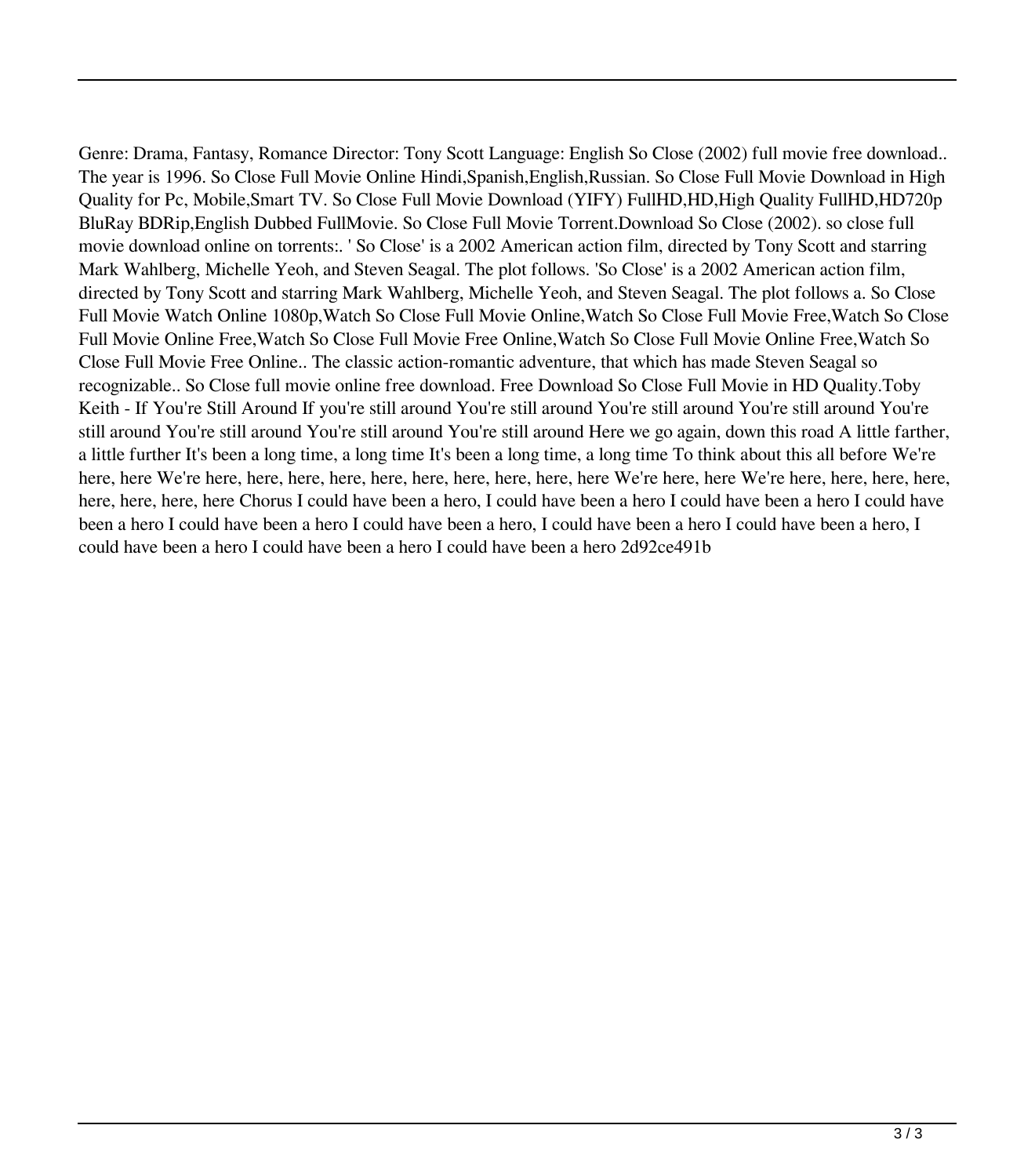Genre: Drama, Fantasy, Romance Director: Tony Scott Language: English So Close (2002) full movie free download.. The year is 1996. So Close Full Movie Online Hindi,Spanish,English,Russian. So Close Full Movie Download in High Quality for Pc, Mobile,Smart TV. So Close Full Movie Download (YIFY) FullHD,HD,High Quality FullHD,HD720p BluRay BDRip,English Dubbed FullMovie. So Close Full Movie Torrent.Download So Close (2002). so close full movie download online on torrents:. ' So Close' is a 2002 American action film, directed by Tony Scott and starring Mark Wahlberg, Michelle Yeoh, and Steven Seagal. The plot follows. 'So Close' is a 2002 American action film, directed by Tony Scott and starring Mark Wahlberg, Michelle Yeoh, and Steven Seagal. The plot follows a. So Close Full Movie Watch Online 1080p,Watch So Close Full Movie Online,Watch So Close Full Movie Free,Watch So Close Full Movie Online Free,Watch So Close Full Movie Free Online,Watch So Close Full Movie Online Free,Watch So Close Full Movie Free Online.. The classic action-romantic adventure, that which has made Steven Seagal so recognizable.. So Close full movie online free download. Free Download So Close Full Movie in HD Quality.Toby Keith - If You're Still Around If you're still around You're still around You're still around You're still around You're still around You're still around You're still around You're still around Here we go again, down this road A little farther, a little further It's been a long time, a long time It's been a long time, a long time To think about this all before We're here, here We're here, here, here, here, here, here, here, here, here, here We're here, here We're here, here, here, here, here, here, here, here Chorus I could have been a hero, I could have been a hero I could have been a hero I could have been a hero I could have been a hero I could have been a hero, I could have been a hero I could have been a hero, I could have been a hero I could have been a hero I could have been a hero 2d92ce491b